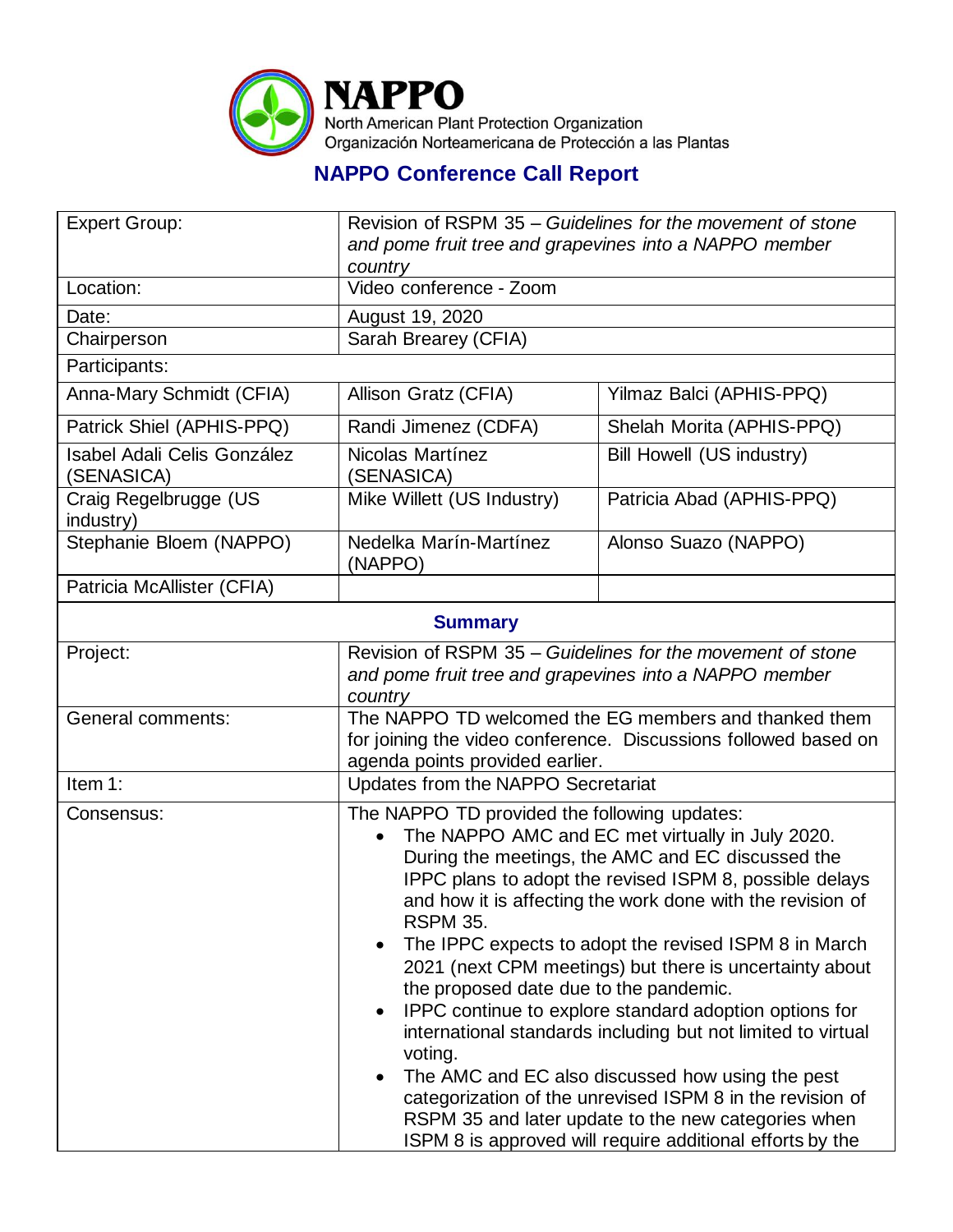**NAPPO**
North American Plant Protection Organization
Organización Norteamericana de Protección a las Plantas

# NAPPO Conference Call Report

| Expert Group: | Revision of RSPM 35 – *Guidelines for the movement of stone and pome fruit tree and grapevines into a NAPPO member country* | |
|---|---|---|
| Location: | Video conference - Zoom | |
| Date: | August 19, 2020 | |
| Chairperson | Sarah Brearey (CFIA) | |
| Participants: | | |
| Anna-Mary Schmidt (CFIA) | Allison Gratz (CFIA) | Yilmaz Balci (APHIS-PPQ) |
| Patrick Shiel (APHIS-PPQ) | Randi Jimenez (CDFA) | Shelah Morita (APHIS-PPQ) |
| Isabel Adali Celis González (SENASICA) | Nicolas Martínez (SENASICA) | Bill Howell (US industry) |
| Craig Regelbrugge (US industry) | Mike Willett (US Industry) | Patricia Abad (APHIS-PPQ) |
| Stephanie Bloem (NAPPO) | Nedelka Marín-Martínez (NAPPO) | Alonso Suazo (NAPPO) |
| Patricia McAllister (CFIA) | | |

## Summary

| | |
|---|---|
| Project: | Revision of RSPM 35 – *Guidelines for the movement of stone and pome fruit tree and grapevines into a NAPPO member country* |
| General comments: | The NAPPO TD welcomed the EG members and thanked them for joining the video conference. Discussions followed based on agenda points provided earlier. |
| Item 1: | Updates from the NAPPO Secretariat |
| Consensus: | The NAPPO TD provided the following updates:<br>• The NAPPO AMC and EC met virtually in July 2020. During the meetings, the AMC and EC discussed the IPPC plans to adopt the revised ISPM 8, possible delays and how it is affecting the work done with the revision of RSPM 35.<br>• The IPPC expects to adopt the revised ISPM 8 in March 2021 (next CPM meetings) but there is uncertainty about the proposed date due to the pandemic.<br>• IPPC continue to explore standard adoption options for international standards including but not limited to virtual voting.<br>• The AMC and EC also discussed how using the pest categorization of the unrevised ISPM 8 in the revision of RSPM 35 and later update to the new categories when ISPM 8 is approved will require additional efforts by the |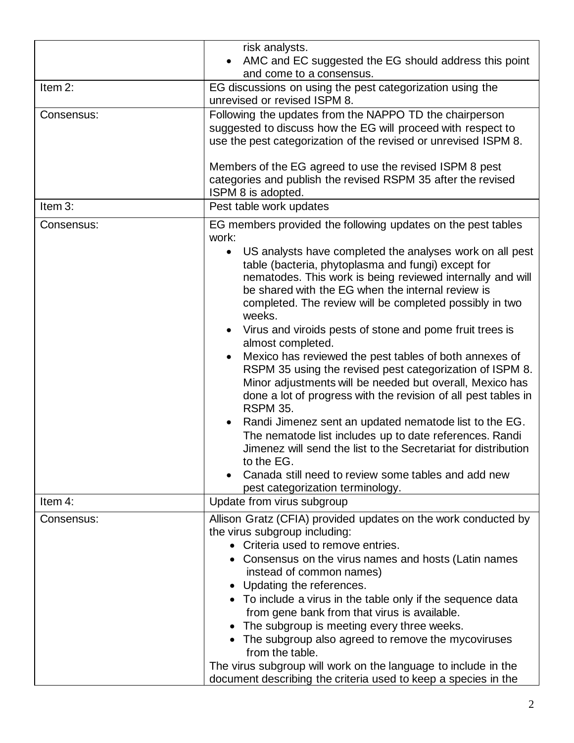| | |
|---|---|
| | risk analysts.<br>• AMC and EC suggested the EG should address this point and come to a consensus. |
| Item 2: | EG discussions on using the pest categorization using the unrevised or revised ISPM 8. |
| Consensus: | Following the updates from the NAPPO TD the chairperson suggested to discuss how the EG will proceed with respect to use the pest categorization of the revised or unrevised ISPM 8.<br><br>Members of the EG agreed to use the revised ISPM 8 pest categories and publish the revised RSPM 35 after the revised ISPM 8 is adopted. |
| Item 3: | Pest table work updates |
| Consensus: | EG members provided the following updates on the pest tables work:<br>• US analysts have completed the analyses work on all pest table (bacteria, phytoplasma and fungi) except for nematodes. This work is being reviewed internally and will be shared with the EG when the internal review is completed. The review will be completed possibly in two weeks.<br>• Virus and viroids pests of stone and pome fruit trees is almost completed.<br>• Mexico has reviewed the pest tables of both annexes of RSPM 35 using the revised pest categorization of ISPM 8. Minor adjustments will be needed but overall, Mexico has done a lot of progress with the revision of all pest tables in RSPM 35.<br>• Randi Jimenez sent an updated nematode list to the EG. The nematode list includes up to date references. Randi Jimenez will send the list to the Secretariat for distribution to the EG.<br>• Canada still need to review some tables and add new pest categorization terminology. |
| Item 4: | Update from virus subgroup |
| Consensus: | Allison Gratz (CFIA) provided updates on the work conducted by the virus subgroup including:<br>• Criteria used to remove entries.<br>• Consensus on the virus names and hosts (Latin names instead of common names)<br>• Updating the references.<br>• To include a virus in the table only if the sequence data from gene bank from that virus is available.<br>• The subgroup is meeting every three weeks.<br>• The subgroup also agreed to remove the mycoviruses from the table.<br>The virus subgroup will work on the language to include in the document describing the criteria used to keep a species in the |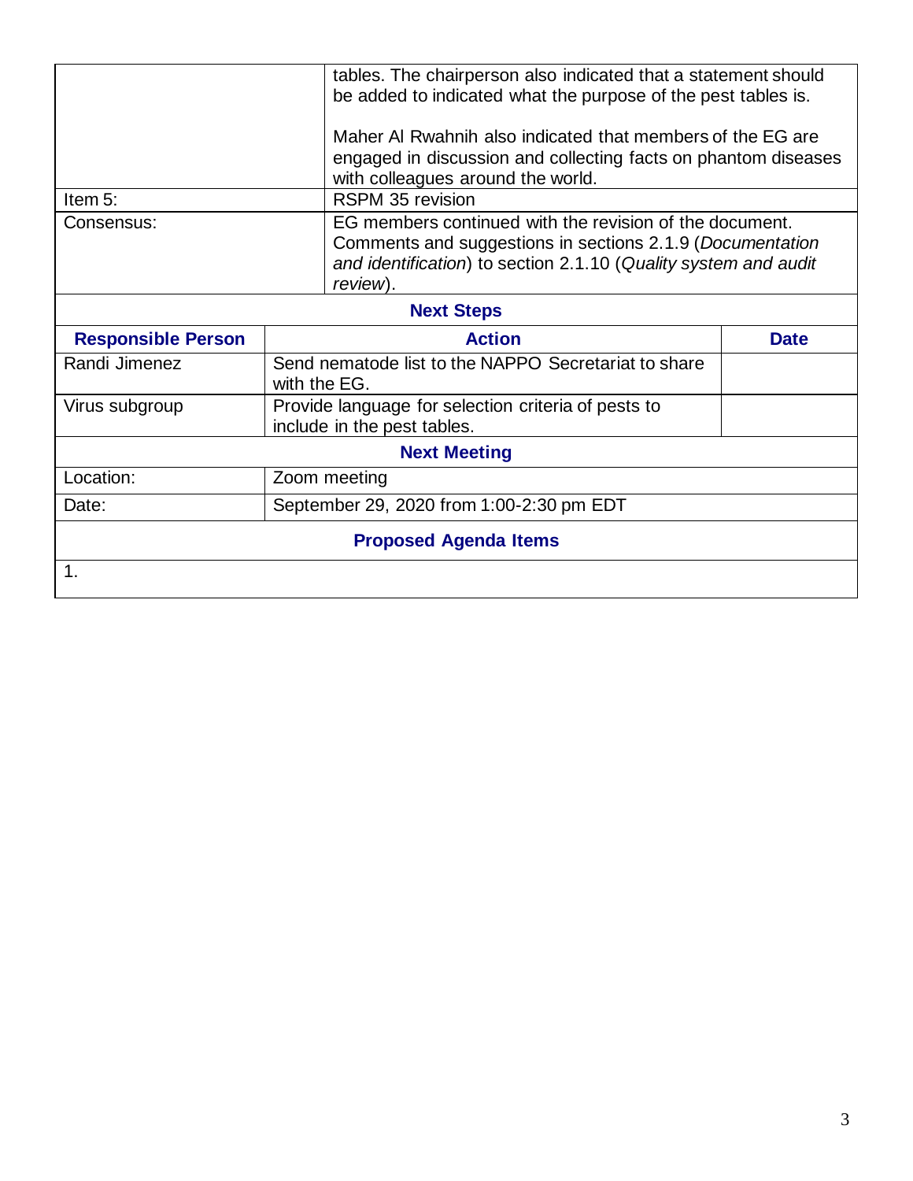| | |
|---|---|
| | tables. The chairperson also indicated that a statement should be added to indicated what the purpose of the pest tables is.<br><br>Maher Al Rwahnih also indicated that members of the EG are engaged in discussion and collecting facts on phantom diseases with colleagues around the world. |
| Item 5: | RSPM 35 revision |
| Consensus: | EG members continued with the revision of the document. Comments and suggestions in sections 2.1.9 (*Documentation and identification*) to section 2.1.10 (*Quality system and audit review*). |

**Next Steps**

| **Responsible Person** | **Action** | **Date** |
|---|---|---|
| Randi Jimenez | Send nematode list to the NAPPO Secretariat to share with the EG. | |
| Virus subgroup | Provide language for selection criteria of pests to include in the pest tables. | |

**Next Meeting**

| | |
|---|---|
| Location: | Zoom meeting |
| Date: | September 29, 2020 from 1:00-2:30 pm EDT |

**Proposed Agenda Items**

1.